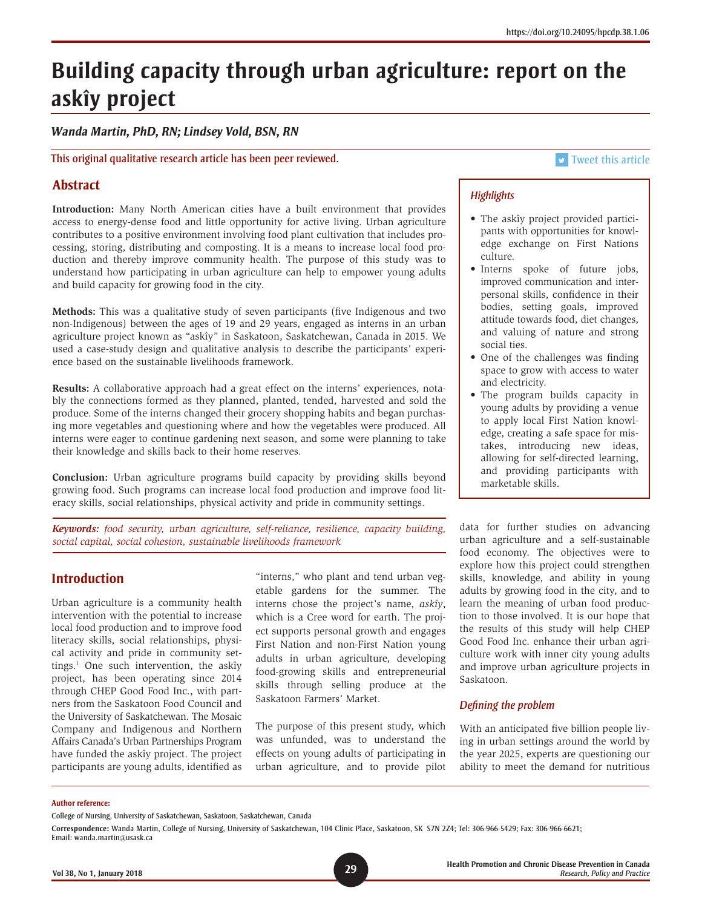https://doi.org/10.24095/hpcdp.38.1.06

# Building capacity through urban agriculture: report on the askîy project

***Wanda Martin, PhD, RN; Lindsey Vold, BSN, RN***

This original qualitative research article has been peer reviewed.

Tweet this article

## Abstract

**Introduction:** Many North American cities have a built environment that provides access to energy-dense food and little opportunity for active living. Urban agriculture contributes to a positive environment involving food plant cultivation that includes processing, storing, distributing and composting. It is a means to increase local food production and thereby improve community health. The purpose of this study was to understand how participating in urban agriculture can help to empower young adults and build capacity for growing food in the city.

**Methods:** This was a qualitative study of seven participants (five Indigenous and two non-Indigenous) between the ages of 19 and 29 years, engaged as interns in an urban agriculture project known as "askîy" in Saskatoon, Saskatchewan, Canada in 2015. We used a case-study design and qualitative analysis to describe the participants' experience based on the sustainable livelihoods framework.

**Results:** A collaborative approach had a great effect on the interns' experiences, notably the connections formed as they planned, planted, tended, harvested and sold the produce. Some of the interns changed their grocery shopping habits and began purchasing more vegetables and questioning where and how the vegetables were produced. All interns were eager to continue gardening next season, and some were planning to take their knowledge and skills back to their home reserves.

**Conclusion:** Urban agriculture programs build capacity by providing skills beyond growing food. Such programs can increase local food production and improve food literacy skills, social relationships, physical activity and pride in community settings.

***Keywords:*** *food security, urban agriculture, self-reliance, resilience, capacity building, social capital, social cohesion, sustainable livelihoods framework*

### *Highlights*

- The askîy project provided participants with opportunities for knowledge exchange on First Nations culture.
- Interns spoke of future jobs, improved communication and interpersonal skills, confidence in their bodies, setting goals, improved attitude towards food, diet changes, and valuing of nature and strong social ties.
- One of the challenges was finding space to grow with access to water and electricity.
- The program builds capacity in young adults by providing a venue to apply local First Nation knowledge, creating a safe space for mistakes, introducing new ideas, allowing for self-directed learning, and providing participants with marketable skills.

## Introduction

Urban agriculture is a community health intervention with the potential to increase local food production and to improve food literacy skills, social relationships, physical activity and pride in community settings.[1] One such intervention, the askîy project, has been operating since 2014 through CHEP Good Food Inc., with partners from the Saskatoon Food Council and the University of Saskatchewan. The Mosaic Company and Indigenous and Northern Affairs Canada's Urban Partnerships Program have funded the askîy project. The project participants are young adults, identified as "interns," who plant and tend urban vegetable gardens for the summer. The interns chose the project's name, *askîy*, which is a Cree word for earth. The project supports personal growth and engages First Nation and non-First Nation young adults in urban agriculture, developing food-growing skills and entrepreneurial skills through selling produce at the Saskatoon Farmers' Market.

The purpose of this present study, which was unfunded, was to understand the effects on young adults of participating in urban agriculture, and to provide pilot data for further studies on advancing urban agriculture and a self-sustainable food economy. The objectives were to explore how this project could strengthen skills, knowledge, and ability in young adults by growing food in the city, and to learn the meaning of urban food production to those involved. It is our hope that the results of this study will help CHEP Good Food Inc. enhance their urban agriculture work with inner city young adults and improve urban agriculture projects in Saskatoon.

### *Defining the problem*

With an anticipated five billion people living in urban settings around the world by the year 2025, experts are questioning our ability to meet the demand for nutritious

**Author reference:**

College of Nursing, University of Saskatchewan, Saskatoon, Saskatchewan, Canada

**Correspondence:** Wanda Martin, College of Nursing, University of Saskatchewan, 104 Clinic Place, Saskatoon, SK S7N 2Z4; Tel: 306-966-5429; Fax: 306-966-6621; Email: wanda.martin@usask.ca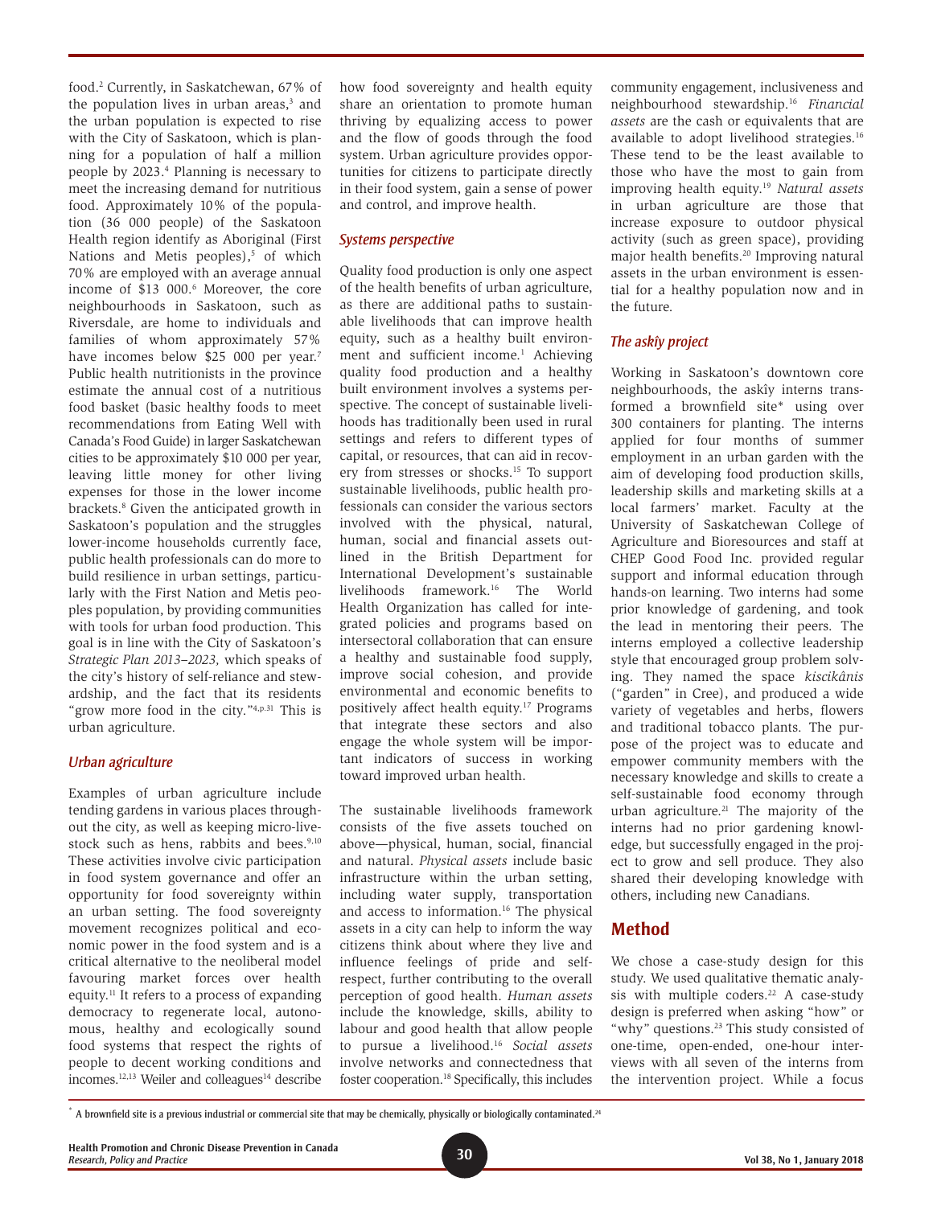food.[2] Currently, in Saskatchewan, 67% of the population lives in urban areas,[3] and the urban population is expected to rise with the City of Saskatoon, which is planning for a population of half a million people by 2023.[4] Planning is necessary to meet the increasing demand for nutritious food. Approximately 10% of the population (36 000 people) of the Saskatoon Health region identify as Aboriginal (First Nations and Metis peoples),[5] of which 70% are employed with an average annual income of $13 000.[6] Moreover, the core neighbourhoods in Saskatoon, such as Riversdale, are home to individuals and families of whom approximately 57% have incomes below $25 000 per year.[7] Public health nutritionists in the province estimate the annual cost of a nutritious food basket (basic healthy foods to meet recommendations from Eating Well with Canada's Food Guide) in larger Saskatchewan cities to be approximately $10 000 per year, leaving little money for other living expenses for those in the lower income brackets.[8] Given the anticipated growth in Saskatoon's population and the struggles lower-income households currently face, public health professionals can do more to build resilience in urban settings, particularly with the First Nation and Metis peoples population, by providing communities with tools for urban food production. This goal is in line with the City of Saskatoon's *Strategic Plan 2013–2023*, which speaks of the city's history of self-reliance and stewardship, and the fact that its residents "grow more food in the city."[4,p.31] This is urban agriculture.

## Urban agriculture

Examples of urban agriculture include tending gardens in various places throughout the city, as well as keeping micro-livestock such as hens, rabbits and bees.[9,10] These activities involve civic participation in food system governance and offer an opportunity for food sovereignty within an urban setting. The food sovereignty movement recognizes political and economic power in the food system and is a critical alternative to the neoliberal model favouring market forces over health equity.[11] It refers to a process of expanding democracy to regenerate local, autonomous, healthy and ecologically sound food systems that respect the rights of people to decent working conditions and incomes.[12,13] Weiler and colleagues[14] describe how food sovereignty and health equity share an orientation to promote human thriving by equalizing access to power and the flow of goods through the food system. Urban agriculture provides opportunities for citizens to participate directly in their food system, gain a sense of power and control, and improve health.

## Systems perspective

Quality food production is only one aspect of the health benefits of urban agriculture, as there are additional paths to sustainable livelihoods that can improve health equity, such as a healthy built environment and sufficient income.[1] Achieving quality food production and a healthy built environment involves a systems perspective. The concept of sustainable livelihoods has traditionally been used in rural settings and refers to different types of capital, or resources, that can aid in recovery from stresses or shocks.[15] To support sustainable livelihoods, public health professionals can consider the various sectors involved with the physical, natural, human, social and financial assets outlined in the British Department for International Development's sustainable livelihoods framework.[16] The World Health Organization has called for integrated policies and programs based on intersectoral collaboration that can ensure a healthy and sustainable food supply, improve social cohesion, and provide environmental and economic benefits to positively affect health equity.[17] Programs that integrate these sectors and also engage the whole system will be important indicators of success in working toward improved urban health.

The sustainable livelihoods framework consists of the five assets touched on above—physical, human, social, financial and natural. *Physical assets* include basic infrastructure within the urban setting, including water supply, transportation and access to information.[16] The physical assets in a city can help to inform the way citizens think about where they live and influence feelings of pride and self-respect, further contributing to the overall perception of good health. *Human assets* include the knowledge, skills, ability to labour and good health that allow people to pursue a livelihood.[16] *Social assets* involve networks and connectedness that foster cooperation.[18] Specifically, this includes community engagement, inclusiveness and neighbourhood stewardship.[16] *Financial assets* are the cash or equivalents that are available to adopt livelihood strategies.[16] These tend to be the least available to those who have the most to gain from improving health equity.[19] *Natural assets* in urban agriculture are those that increase exposure to outdoor physical activity (such as green space), providing major health benefits.[20] Improving natural assets in the urban environment is essential for a healthy population now and in the future.

## The askîy project

Working in Saskatoon's downtown core neighbourhoods, the askîy interns transformed a brownfield site* using over 300 containers for planting. The interns applied for four months of summer employment in an urban garden with the aim of developing food production skills, leadership skills and marketing skills at a local farmers' market. Faculty at the University of Saskatchewan College of Agriculture and Bioresources and staff at CHEP Good Food Inc. provided regular support and informal education through hands-on learning. Two interns had some prior knowledge of gardening, and took the lead in mentoring their peers. The interns employed a collective leadership style that encouraged group problem solving. They named the space *kiscikânis* ("garden" in Cree), and produced a wide variety of vegetables and herbs, flowers and traditional tobacco plants. The purpose of the project was to educate and empower community members with the necessary knowledge and skills to create a self-sustainable food economy through urban agriculture.[21] The majority of the interns had no prior gardening knowledge, but successfully engaged in the project to grow and sell produce. They also shared their developing knowledge with others, including new Canadians.

# Method

We chose a case-study design for this study. We used qualitative thematic analysis with multiple coders.[22] A case-study design is preferred when asking "how" or "why" questions.[23] This study consisted of one-time, open-ended, one-hour interviews with all seven of the interns from the intervention project. While a focus

\* A brownfield site is a previous industrial or commercial site that may be chemically, physically or biologically contaminated.[24]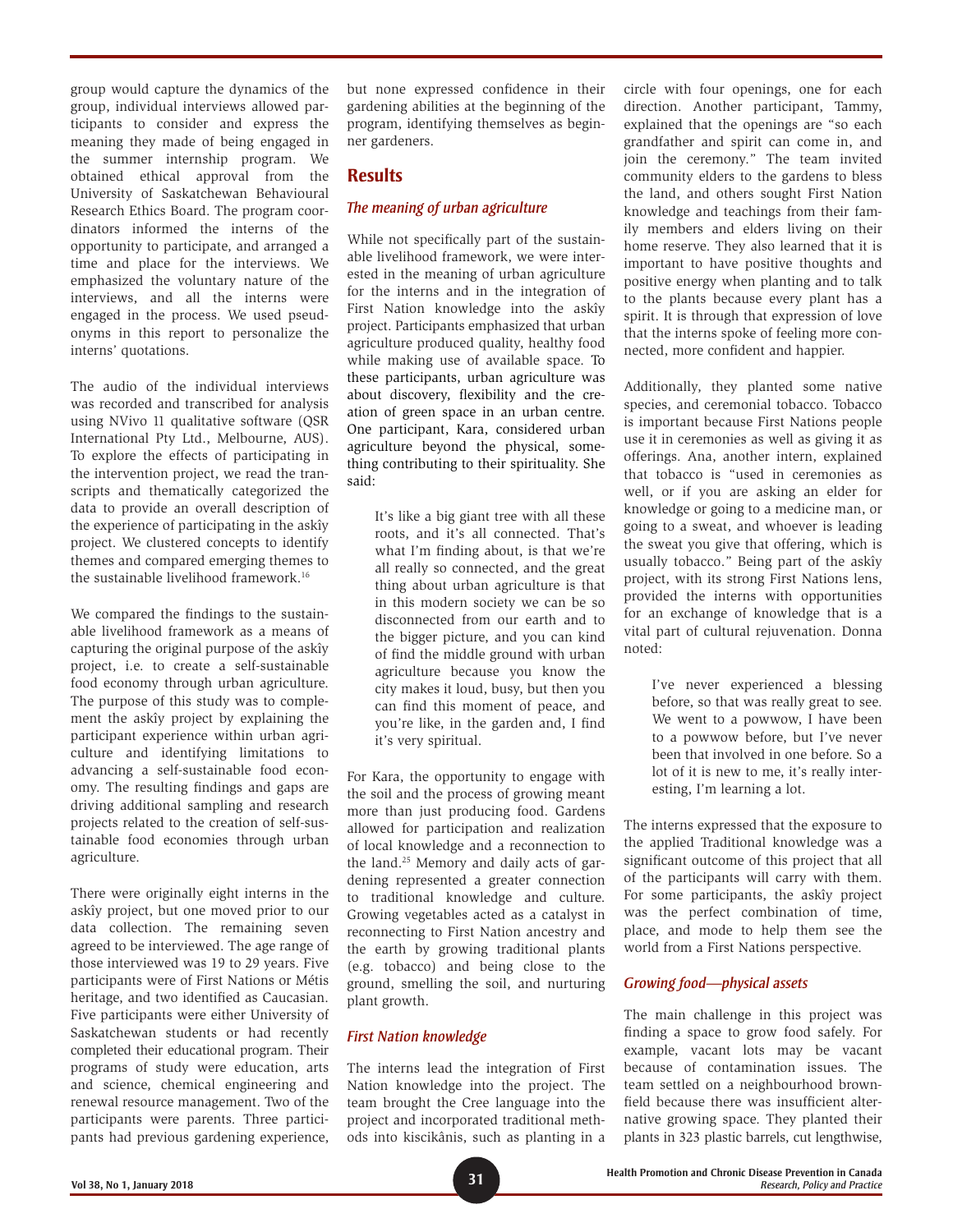group would capture the dynamics of the group, individual interviews allowed participants to consider and express the meaning they made of being engaged in the summer internship program. We obtained ethical approval from the University of Saskatchewan Behavioural Research Ethics Board. The program coordinators informed the interns of the opportunity to participate, and arranged a time and place for the interviews. We emphasized the voluntary nature of the interviews, and all the interns were engaged in the process. We used pseudonyms in this report to personalize the interns' quotations.

The audio of the individual interviews was recorded and transcribed for analysis using NVivo 11 qualitative software (QSR International Pty Ltd., Melbourne, AUS). To explore the effects of participating in the intervention project, we read the transcripts and thematically categorized the data to provide an overall description of the experience of participating in the askîy project. We clustered concepts to identify themes and compared emerging themes to the sustainable livelihood framework.[16]

We compared the findings to the sustainable livelihood framework as a means of capturing the original purpose of the askîy project, i.e. to create a self-sustainable food economy through urban agriculture. The purpose of this study was to complement the askîy project by explaining the participant experience within urban agriculture and identifying limitations to advancing a self-sustainable food economy. The resulting findings and gaps are driving additional sampling and research projects related to the creation of self-sustainable food economies through urban agriculture.

There were originally eight interns in the askîy project, but one moved prior to our data collection. The remaining seven agreed to be interviewed. The age range of those interviewed was 19 to 29 years. Five participants were of First Nations or Métis heritage, and two identified as Caucasian. Five participants were either University of Saskatchewan students or had recently completed their educational program. Their programs of study were education, arts and science, chemical engineering and renewal resource management. Two of the participants were parents. Three participants had previous gardening experience, but none expressed confidence in their gardening abilities at the beginning of the program, identifying themselves as beginner gardeners.

## Results

### *The meaning of urban agriculture*

While not specifically part of the sustainable livelihood framework, we were interested in the meaning of urban agriculture for the interns and in the integration of First Nation knowledge into the askîy project. Participants emphasized that urban agriculture produced quality, healthy food while making use of available space. To these participants, urban agriculture was about discovery, flexibility and the creation of green space in an urban centre. One participant, Kara, considered urban agriculture beyond the physical, something contributing to their spirituality. She said:

> It's like a big giant tree with all these roots, and it's all connected. That's what I'm finding about, is that we're all really so connected, and the great thing about urban agriculture is that in this modern society we can be so disconnected from our earth and to the bigger picture, and you can kind of find the middle ground with urban agriculture because you know the city makes it loud, busy, but then you can find this moment of peace, and you're like, in the garden and, I find it's very spiritual.

For Kara, the opportunity to engage with the soil and the process of growing meant more than just producing food. Gardens allowed for participation and realization of local knowledge and a reconnection to the land.[25] Memory and daily acts of gardening represented a greater connection to traditional knowledge and culture. Growing vegetables acted as a catalyst in reconnecting to First Nation ancestry and the earth by growing traditional plants (e.g. tobacco) and being close to the ground, smelling the soil, and nurturing plant growth.

### *First Nation knowledge*

The interns lead the integration of First Nation knowledge into the project. The team brought the Cree language into the project and incorporated traditional methods into kiscikânis, such as planting in a circle with four openings, one for each direction. Another participant, Tammy, explained that the openings are "so each grandfather and spirit can come in, and join the ceremony." The team invited community elders to the gardens to bless the land, and others sought First Nation knowledge and teachings from their family members and elders living on their home reserve. They also learned that it is important to have positive thoughts and positive energy when planting and to talk to the plants because every plant has a spirit. It is through that expression of love that the interns spoke of feeling more connected, more confident and happier.

Additionally, they planted some native species, and ceremonial tobacco. Tobacco is important because First Nations people use it in ceremonies as well as giving it as offerings. Ana, another intern, explained that tobacco is "used in ceremonies as well, or if you are asking an elder for knowledge or going to a medicine man, or going to a sweat, and whoever is leading the sweat you give that offering, which is usually tobacco." Being part of the askîy project, with its strong First Nations lens, provided the interns with opportunities for an exchange of knowledge that is a vital part of cultural rejuvenation. Donna noted:

> I've never experienced a blessing before, so that was really great to see. We went to a powwow, I have been to a powwow before, but I've never been that involved in one before. So a lot of it is new to me, it's really interesting, I'm learning a lot.

The interns expressed that the exposure to the applied Traditional knowledge was a significant outcome of this project that all of the participants will carry with them. For some participants, the askîy project was the perfect combination of time, place, and mode to help them see the world from a First Nations perspective.

### *Growing food—physical assets*

The main challenge in this project was finding a space to grow food safely. For example, vacant lots may be vacant because of contamination issues. The team settled on a neighbourhood brownfield because there was insufficient alternative growing space. They planted their plants in 323 plastic barrels, cut lengthwise,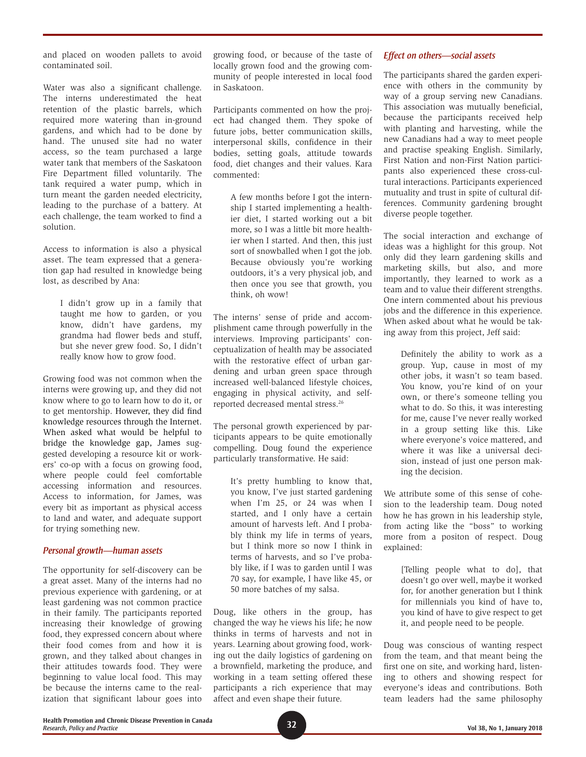and placed on wooden pallets to avoid contaminated soil.

Water was also a significant challenge. The interns underestimated the heat retention of the plastic barrels, which required more watering than in-ground gardens, and which had to be done by hand. The unused site had no water access, so the team purchased a large water tank that members of the Saskatoon Fire Department filled voluntarily. The tank required a water pump, which in turn meant the garden needed electricity, leading to the purchase of a battery. At each challenge, the team worked to find a solution.

Access to information is also a physical asset. The team expressed that a generation gap had resulted in knowledge being lost, as described by Ana:

> I didn't grow up in a family that taught me how to garden, or you know, didn't have gardens, my grandma had flower beds and stuff, but she never grew food. So, I didn't really know how to grow food.

Growing food was not common when the interns were growing up, and they did not know where to go to learn how to do it, or to get mentorship. However, they did find knowledge resources through the Internet. When asked what would be helpful to bridge the knowledge gap, James suggested developing a resource kit or workers' co-op with a focus on growing food, where people could feel comfortable accessing information and resources. Access to information, for James, was every bit as important as physical access to land and water, and adequate support for trying something new.

### *Personal growth—human assets*

The opportunity for self-discovery can be a great asset. Many of the interns had no previous experience with gardening, or at least gardening was not common practice in their family. The participants reported increasing their knowledge of growing food, they expressed concern about where their food comes from and how it is grown, and they talked about changes in their attitudes towards food. They were beginning to value local food. This may be because the interns came to the realization that significant labour goes into growing food, or because of the taste of locally grown food and the growing community of people interested in local food in Saskatoon.

Participants commented on how the project had changed them. They spoke of future jobs, better communication skills, interpersonal skills, confidence in their bodies, setting goals, attitude towards food, diet changes and their values. Kara commented:

> A few months before I got the internship I started implementing a healthier diet, I started working out a bit more, so I was a little bit more healthier when I started. And then, this just sort of snowballed when I got the job. Because obviously you're working outdoors, it's a very physical job, and then once you see that growth, you think, oh wow!

The interns' sense of pride and accomplishment came through powerfully in the interviews. Improving participants' conceptualization of health may be associated with the restorative effect of urban gardening and urban green space through increased well-balanced lifestyle choices, engaging in physical activity, and self-reported decreased mental stress.[26]

The personal growth experienced by participants appears to be quite emotionally compelling. Doug found the experience particularly transformative. He said:

> It's pretty humbling to know that, you know, I've just started gardening when I'm 25, or 24 was when I started, and I only have a certain amount of harvests left. And I probably think my life in terms of years, but I think more so now I think in terms of harvests, and so I've probably like, if I was to garden until I was 70 say, for example, I have like 45, or 50 more batches of my salsa.

Doug, like others in the group, has changed the way he views his life; he now thinks in terms of harvests and not in years. Learning about growing food, working out the daily logistics of gardening on a brownfield, marketing the produce, and working in a team setting offered these participants a rich experience that may affect and even shape their future.

### *Effect on others—social assets*

The participants shared the garden experience with others in the community by way of a group serving new Canadians. This association was mutually beneficial, because the participants received help with planting and harvesting, while the new Canadians had a way to meet people and practise speaking English. Similarly, First Nation and non-First Nation participants also experienced these cross-cultural interactions. Participants experienced mutuality and trust in spite of cultural differences. Community gardening brought diverse people together.

The social interaction and exchange of ideas was a highlight for this group. Not only did they learn gardening skills and marketing skills, but also, and more importantly, they learned to work as a team and to value their different strengths. One intern commented about his previous jobs and the difference in this experience. When asked about what he would be taking away from this project, Jeff said:

> Definitely the ability to work as a group. Yup, cause in most of my other jobs, it wasn't so team based. You know, you're kind of on your own, or there's someone telling you what to do. So this, it was interesting for me, cause I've never really worked in a group setting like this. Like where everyone's voice mattered, and where it was like a universal decision, instead of just one person making the decision.

We attribute some of this sense of cohesion to the leadership team. Doug noted how he has grown in his leadership style, from acting like the "boss" to working more from a positon of respect. Doug explained:

> [Telling people what to do], that doesn't go over well, maybe it worked for, for another generation but I think for millennials you kind of have to, you kind of have to give respect to get it, and people need to be people.

Doug was conscious of wanting respect from the team, and that meant being the first one on site, and working hard, listening to others and showing respect for everyone's ideas and contributions. Both team leaders had the same philosophy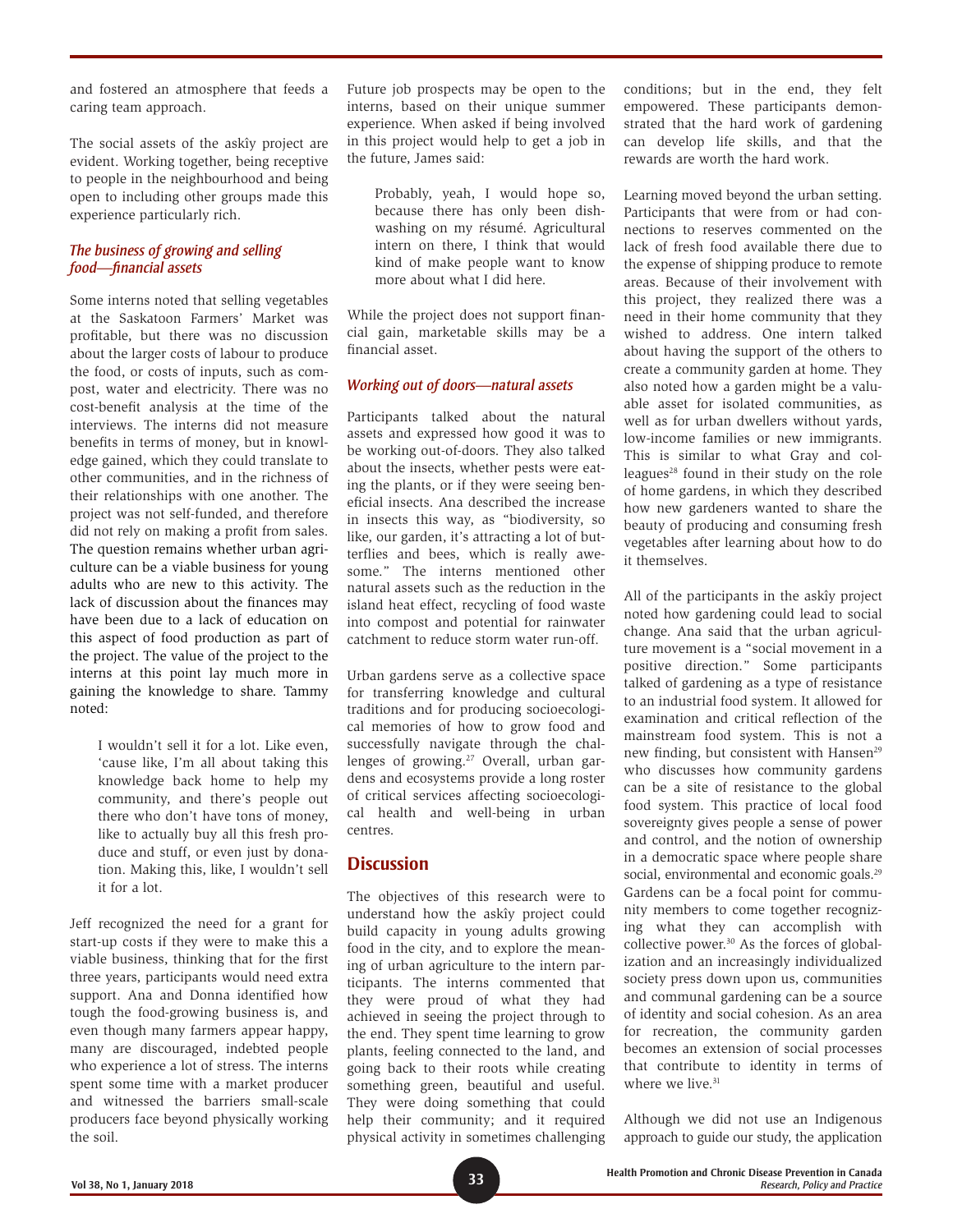and fostered an atmosphere that feeds a caring team approach.

The social assets of the askîy project are evident. Working together, being receptive to people in the neighbourhood and being open to including other groups made this experience particularly rich.

### *The business of growing and selling food—financial assets*

Some interns noted that selling vegetables at the Saskatoon Farmers' Market was profitable, but there was no discussion about the larger costs of labour to produce the food, or costs of inputs, such as compost, water and electricity. There was no cost-benefit analysis at the time of the interviews. The interns did not measure benefits in terms of money, but in knowledge gained, which they could translate to other communities, and in the richness of their relationships with one another. The project was not self-funded, and therefore did not rely on making a profit from sales. The question remains whether urban agriculture can be a viable business for young adults who are new to this activity. The lack of discussion about the finances may have been due to a lack of education on this aspect of food production as part of the project. The value of the project to the interns at this point lay much more in gaining the knowledge to share. Tammy noted:

> I wouldn't sell it for a lot. Like even, 'cause like, I'm all about taking this knowledge back home to help my community, and there's people out there who don't have tons of money, like to actually buy all this fresh produce and stuff, or even just by donation. Making this, like, I wouldn't sell it for a lot.

Jeff recognized the need for a grant for start-up costs if they were to make this a viable business, thinking that for the first three years, participants would need extra support. Ana and Donna identified how tough the food-growing business is, and even though many farmers appear happy, many are discouraged, indebted people who experience a lot of stress. The interns spent some time with a market producer and witnessed the barriers small-scale producers face beyond physically working the soil.

Future job prospects may be open to the interns, based on their unique summer experience. When asked if being involved in this project would help to get a job in the future, James said:

> Probably, yeah, I would hope so, because there has only been dishwashing on my résumé. Agricultural intern on there, I think that would kind of make people want to know more about what I did here.

While the project does not support financial gain, marketable skills may be a financial asset.

### *Working out of doors—natural assets*

Participants talked about the natural assets and expressed how good it was to be working out-of-doors. They also talked about the insects, whether pests were eating the plants, or if they were seeing beneficial insects. Ana described the increase in insects this way, as "biodiversity, so like, our garden, it's attracting a lot of butterflies and bees, which is really awesome." The interns mentioned other natural assets such as the reduction in the island heat effect, recycling of food waste into compost and potential for rainwater catchment to reduce storm water run-off.

Urban gardens serve as a collective space for transferring knowledge and cultural traditions and for producing socioecological memories of how to grow food and successfully navigate through the challenges of growing.[27] Overall, urban gardens and ecosystems provide a long roster of critical services affecting socioecological health and well-being in urban centres.

## Discussion

The objectives of this research were to understand how the askîy project could build capacity in young adults growing food in the city, and to explore the meaning of urban agriculture to the intern participants. The interns commented that they were proud of what they had achieved in seeing the project through to the end. They spent time learning to grow plants, feeling connected to the land, and going back to their roots while creating something green, beautiful and useful. They were doing something that could help their community; and it required physical activity in sometimes challenging conditions; but in the end, they felt empowered. These participants demonstrated that the hard work of gardening can develop life skills, and that the rewards are worth the hard work.

Learning moved beyond the urban setting. Participants that were from or had connections to reserves commented on the lack of fresh food available there due to the expense of shipping produce to remote areas. Because of their involvement with this project, they realized there was a need in their home community that they wished to address. One intern talked about having the support of the others to create a community garden at home. They also noted how a garden might be a valuable asset for isolated communities, as well as for urban dwellers without yards, low-income families or new immigrants. This is similar to what Gray and colleagues[28] found in their study on the role of home gardens, in which they described how new gardeners wanted to share the beauty of producing and consuming fresh vegetables after learning about how to do it themselves.

All of the participants in the askîy project noted how gardening could lead to social change. Ana said that the urban agriculture movement is a "social movement in a positive direction." Some participants talked of gardening as a type of resistance to an industrial food system. It allowed for examination and critical reflection of the mainstream food system. This is not a new finding, but consistent with Hansen[29] who discusses how community gardens can be a site of resistance to the global food system. This practice of local food sovereignty gives people a sense of power and control, and the notion of ownership in a democratic space where people share social, environmental and economic goals.[29] Gardens can be a focal point for community members to come together recognizing what they can accomplish with collective power.[30] As the forces of globalization and an increasingly individualized society press down upon us, communities and communal gardening can be a source of identity and social cohesion. As an area for recreation, the community garden becomes an extension of social processes that contribute to identity in terms of where we live.[31]

Although we did not use an Indigenous approach to guide our study, the application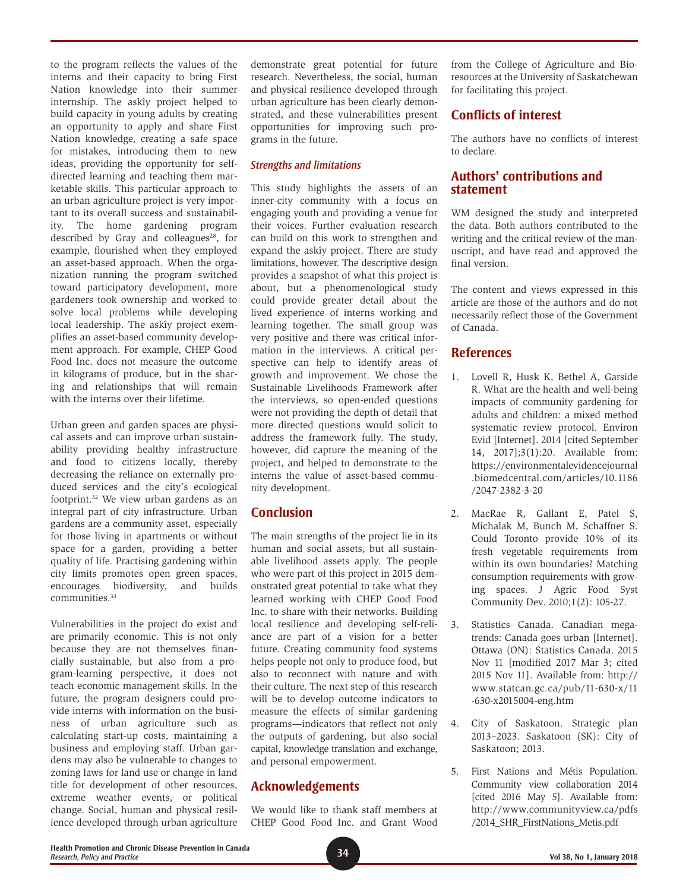to the program reflects the values of the interns and their capacity to bring First Nation knowledge into their summer internship. The askîy project helped to build capacity in young adults by creating an opportunity to apply and share First Nation knowledge, creating a safe space for mistakes, introducing them to new ideas, providing the opportunity for self-directed learning and teaching them marketable skills. This particular approach to an urban agriculture project is very important to its overall success and sustainability. The home gardening program described by Gray and colleagues[28], for example, flourished when they employed an asset-based approach. When the organization running the program switched toward participatory development, more gardeners took ownership and worked to solve local problems while developing local leadership. The askîy project exemplifies an asset-based community development approach. For example, CHEP Good Food Inc. does not measure the outcome in kilograms of produce, but in the sharing and relationships that will remain with the interns over their lifetime.

Urban green and garden spaces are physical assets and can improve urban sustainability providing healthy infrastructure and food to citizens locally, thereby decreasing the reliance on externally produced services and the city's ecological footprint.[32] We view urban gardens as an integral part of city infrastructure. Urban gardens are a community asset, especially for those living in apartments or without space for a garden, providing a better quality of life. Practising gardening within city limits promotes open green spaces, encourages biodiversity, and builds communities.[33]

Vulnerabilities in the project do exist and are primarily economic. This is not only because they are not themselves financially sustainable, but also from a program-learning perspective, it does not teach economic management skills. In the future, the program designers could provide interns with information on the business of urban agriculture such as calculating start-up costs, maintaining a business and employing staff. Urban gardens may also be vulnerable to changes to zoning laws for land use or change in land title for development of other resources, extreme weather events, or political change. Social, human and physical resilience developed through urban agriculture demonstrate great potential for future research. Nevertheless, the social, human and physical resilience developed through urban agriculture has been clearly demonstrated, and these vulnerabilities present opportunities for improving such programs in the future.

### *Strengths and limitations*

This study highlights the assets of an inner-city community with a focus on engaging youth and providing a venue for their voices. Further evaluation research can build on this work to strengthen and expand the askîy project. There are study limitations, however. The descriptive design provides a snapshot of what this project is about, but a phenomenological study could provide greater detail about the lived experience of interns working and learning together. The small group was very positive and there was critical information in the interviews. A critical perspective can help to identify areas of growth and improvement. We chose the Sustainable Livelihoods Framework after the interviews, so open-ended questions were not providing the depth of detail that more directed questions would solicit to address the framework fully. The study, however, did capture the meaning of the project, and helped to demonstrate to the interns the value of asset-based community development.

## Conclusion

The main strengths of the project lie in its human and social assets, but all sustainable livelihood assets apply. The people who were part of this project in 2015 demonstrated great potential to take what they learned working with CHEP Good Food Inc. to share with their networks. Building local resilience and developing self-reliance are part of a vision for a better future. Creating community food systems helps people not only to produce food, but also to reconnect with nature and with their culture. The next step of this research will be to develop outcome indicators to measure the effects of similar gardening programs—indicators that reflect not only the outputs of gardening, but also social capital, knowledge translation and exchange, and personal empowerment.

## Acknowledgements

We would like to thank staff members at CHEP Good Food Inc. and Grant Wood from the College of Agriculture and Bioresources at the University of Saskatchewan for facilitating this project.

## Conflicts of interest

The authors have no conflicts of interest to declare.

## Authors' contributions and statement

WM designed the study and interpreted the data. Both authors contributed to the writing and the critical review of the manuscript, and have read and approved the final version.

The content and views expressed in this article are those of the authors and do not necessarily reflect those of the Government of Canada.

## References

1. Lovell R, Husk K, Bethel A, Garside R. What are the health and well-being impacts of community gardening for adults and children: a mixed method systematic review protocol. Environ Evid [Internet]. 2014 [cited September 14, 2017];3(1):20. Available from: https://environmentalevidencejournal.biomedcentral.com/articles/10.1186/2047-2382-3-20

2. MacRae R, Gallant E, Patel S, Michalak M, Bunch M, Schaffner S. Could Toronto provide 10% of its fresh vegetable requirements from within its own boundaries? Matching consumption requirements with growing spaces. J Agric Food Syst Community Dev. 2010;1(2): 105-27.

3. Statistics Canada. Canadian megatrends: Canada goes urban [Internet]. Ottawa (ON): Statistics Canada. 2015 Nov 11 [modified 2017 Mar 3; cited 2015 Nov 11]. Available from: http://www.statcan.gc.ca/pub/11-630-x/11-630-x2015004-eng.htm

4. City of Saskatoon. Strategic plan 2013–2023. Saskatoon (SK): City of Saskatoon; 2013.

5. First Nations and Métis Population. Community view collaboration 2014 [cited 2016 May 5]. Available from: http://www.communityview.ca/pdfs/2014_SHR_FirstNations_Metis.pdf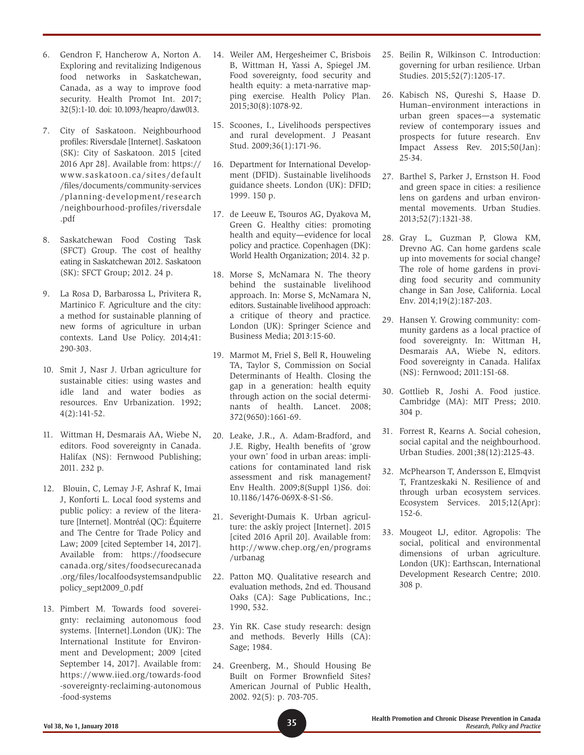6. Gendron F, Hancherow A, Norton A. Exploring and revitalizing Indigenous food networks in Saskatchewan, Canada, as a way to improve food security. Health Promot Int. 2017; 32(5):1-10. doi: 10.1093/heapro/daw013.

7. City of Saskatoon. Neighbourhood profiles: Riversdale [Internet]. Saskatoon (SK): City of Saskatoon. 2015 [cited 2016 Apr 28]. Available from: https://www.saskatoon.ca/sites/default/files/documents/community-services/planning-development/research/neighbourhood-profiles/riversdale.pdf

8. Saskatchewan Food Costing Task (SFCT) Group. The cost of healthy eating in Saskatchewan 2012. Saskatoon (SK): SFCT Group; 2012. 24 p.

9. La Rosa D, Barbarossa L, Privitera R, Martinico F. Agriculture and the city: a method for sustainable planning of new forms of agriculture in urban contexts. Land Use Policy. 2014;41: 290-303.

10. Smit J, Nasr J. Urban agriculture for sustainable cities: using wastes and idle land and water bodies as resources. Env Urbanization. 1992; 4(2):141-52.

11. Wittman H, Desmarais AA, Wiebe N, editors. Food sovereignty in Canada. Halifax (NS): Fernwood Publishing; 2011. 232 p.

12. Blouin, C, Lemay J-F, Ashraf K, Imai J, Konforti L. Local food systems and public policy: a review of the literature [Internet]. Montréal (QC): Équiterre and The Centre for Trade Policy and Law; 2009 [cited September 14, 2017]. Available from: https://foodsecurecanada.org/sites/foodsecurecanada.org/files/localfoodsystemsandpublicpolicy_sept2009_0.pdf

13. Pimbert M. Towards food sovereignty: reclaiming autonomous food systems. [Internet].London (UK): The International Institute for Environment and Development; 2009 [cited September 14, 2017]. Available from: https://www.iied.org/towards-food-sovereignty-reclaiming-autonomous-food-systems

14. Weiler AM, Hergesheimer C, Brisbois B, Wittman H, Yassi A, Spiegel JM. Food sovereignty, food security and health equity: a meta-narrative mapping exercise. Health Policy Plan. 2015;30(8):1078-92.

15. Scoones, I., Livelihoods perspectives and rural development. J Peasant Stud. 2009;36(1):171-96.

16. Department for International Development (DFID). Sustainable livelihoods guidance sheets. London (UK): DFID; 1999. 150 p.

17. de Leeuw E, Tsouros AG, Dyakova M, Green G. Healthy cities: promoting health and equity—evidence for local policy and practice. Copenhagen (DK): World Health Organization; 2014. 32 p.

18. Morse S, McNamara N. The theory behind the sustainable livelihood approach. In: Morse S, McNamara N, editors. Sustainable livelihood approach: a critique of theory and practice. London (UK): Springer Science and Business Media; 2013:15-60.

19. Marmot M, Friel S, Bell R, Houweling TA, Taylor S, Commission on Social Determinants of Health. Closing the gap in a generation: health equity through action on the social determinants of health. Lancet. 2008; 372(9650):1661-69.

20. Leake, J.R., A. Adam-Bradford, and J.E. Rigby, Health benefits of 'grow your own' food in urban areas: implications for contaminated land risk assessment and risk management? Env Health. 2009;8(Suppl 1)S6. doi: 10.1186/1476-069X-8-S1-S6.

21. Severight-Dumais K. Urban agriculture: the askîy project [Internet]. 2015 [cited 2016 April 20]. Available from: http://www.chep.org/en/programs/urbanag

22. Patton MQ. Qualitative research and evaluation methods, 2nd ed. Thousand Oaks (CA): Sage Publications, Inc.; 1990, 532.

23. Yin RK. Case study research: design and methods. Beverly Hills (CA): Sage; 1984.

24. Greenberg, M., Should Housing Be Built on Former Brownfield Sites? American Journal of Public Health, 2002. 92(5): p. 703-705.

25. Beilin R, Wilkinson C. Introduction: governing for urban resilience. Urban Studies. 2015;52(7):1205-17.

26. Kabisch NS, Qureshi S, Haase D. Human–environment interactions in urban green spaces—a systematic review of contemporary issues and prospects for future research. Env Impact Assess Rev. 2015;50(Jan): 25-34.

27. Barthel S, Parker J, Ernstson H. Food and green space in cities: a resilience lens on gardens and urban environmental movements. Urban Studies. 2013;52(7):1321-38.

28. Gray L, Guzman P, Glowa KM, Drevno AG. Can home gardens scale up into movements for social change? The role of home gardens in providing food security and community change in San Jose, California. Local Env. 2014;19(2):187-203.

29. Hansen Y. Growing community: community gardens as a local practice of food sovereignty. In: Wittman H, Desmarais AA, Wiebe N, editors. Food sovereignty in Canada. Halifax (NS): Fernwood; 2011:151-68.

30. Gottlieb R, Joshi A. Food justice. Cambridge (MA): MIT Press; 2010. 304 p.

31. Forrest R, Kearns A. Social cohesion, social capital and the neighbourhood. Urban Studies. 2001;38(12):2125-43.

32. McPhearson T, Andersson E, Elmqvist T, Frantzeskaki N. Resilience of and through urban ecosystem services. Ecosystem Services. 2015;12(Apr): 152-6.

33. Mougeot LJ, editor. Agropolis: The social, political and environmental dimensions of urban agriculture. London (UK): Earthscan, International Development Research Centre; 2010. 308 p.